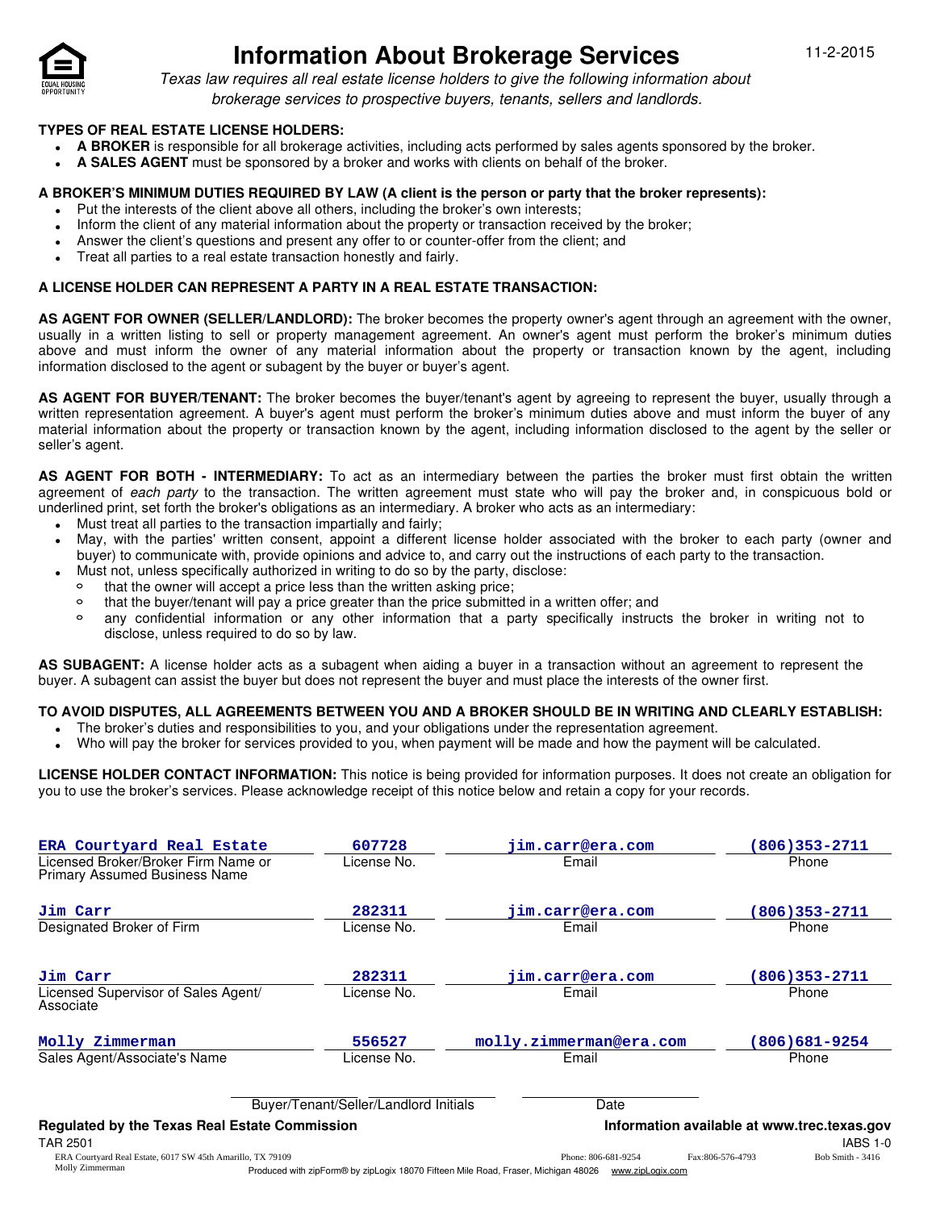# Information About Brokerage Services

11-2-2015

*Texas law requires all real estate license holders to give the following information about brokerage services to prospective buyers, tenants, sellers and landlords.*

**TYPES OF REAL ESTATE LICENSE HOLDERS:**

- **A BROKER** is responsible for all brokerage activities, including acts performed by sales agents sponsored by the broker.
- **A SALES AGENT** must be sponsored by a broker and works with clients on behalf of the broker.

**A BROKER'S MINIMUM DUTIES REQUIRED BY LAW (A client is the person or party that the broker represents):**

- Put the interests of the client above all others, including the broker's own interests;
- Inform the client of any material information about the property or transaction received by the broker;
- Answer the client's questions and present any offer to or counter-offer from the client; and
- Treat all parties to a real estate transaction honestly and fairly.

**A LICENSE HOLDER CAN REPRESENT A PARTY IN A REAL ESTATE TRANSACTION:**

**AS AGENT FOR OWNER (SELLER/LANDLORD):** The broker becomes the property owner's agent through an agreement with the owner, usually in a written listing to sell or property management agreement. An owner's agent must perform the broker's minimum duties above and must inform the owner of any material information about the property or transaction known by the agent, including information disclosed to the agent or subagent by the buyer or buyer's agent.

**AS AGENT FOR BUYER/TENANT:** The broker becomes the buyer/tenant's agent by agreeing to represent the buyer, usually through a written representation agreement. A buyer's agent must perform the broker's minimum duties above and must inform the buyer of any material information about the property or transaction known by the agent, including information disclosed to the agent by the seller or seller's agent.

**AS AGENT FOR BOTH - INTERMEDIARY:** To act as an intermediary between the parties the broker must first obtain the written agreement of *each party* to the transaction. The written agreement must state who will pay the broker and, in conspicuous bold or underlined print, set forth the broker's obligations as an intermediary. A broker who acts as an intermediary:

- Must treat all parties to the transaction impartially and fairly;
- May, with the parties' written consent, appoint a different license holder associated with the broker to each party (owner and buyer) to communicate with, provide opinions and advice to, and carry out the instructions of each party to the transaction.
- Must not, unless specifically authorized in writing to do so by the party, disclose:
  - that the owner will accept a price less than the written asking price;
  - that the buyer/tenant will pay a price greater than the price submitted in a written offer; and
  - any confidential information or any other information that a party specifically instructs the broker in writing not to disclose, unless required to do so by law.

**AS SUBAGENT:** A license holder acts as a subagent when aiding a buyer in a transaction without an agreement to represent the buyer. A subagent can assist the buyer but does not represent the buyer and must place the interests of the owner first.

**TO AVOID DISPUTES, ALL AGREEMENTS BETWEEN YOU AND A BROKER SHOULD BE IN WRITING AND CLEARLY ESTABLISH:**

- The broker's duties and responsibilities to you, and your obligations under the representation agreement.
- Who will pay the broker for services provided to you, when payment will be made and how the payment will be calculated.

**LICENSE HOLDER CONTACT INFORMATION:** This notice is being provided for information purposes. It does not create an obligation for you to use the broker's services. Please acknowledge receipt of this notice below and retain a copy for your records.

| Name | License No. | Email | Phone |
|---|---|---|---|
| ERA Courtyard Real Estate<br>Licensed Broker/Broker Firm Name or Primary Assumed Business Name | 607728 | jim.carr@era.com | (806)353-2711 |
| Jim Carr<br>Designated Broker of Firm | 282311 | jim.carr@era.com | (806)353-2711 |
| Jim Carr<br>Licensed Supervisor of Sales Agent/ Associate | 282311 | jim.carr@era.com | (806)353-2711 |
| Molly Zimmerman<br>Sales Agent/Associate's Name | 556527 | molly.zimmerman@era.com | (806)681-9254 |

Buyer/Tenant/Seller/Landlord Initials ____________ Date ____________

**Regulated by the Texas Real Estate Commission** — **Information available at www.trec.texas.gov**

TAR 2501 — IABS 1-0

ERA Courtyard Real Estate, 6017 SW 45th Amarillo, TX 79109 — Phone: 806-681-9254 — Fax: 806-576-4793 — Bob Smith - 3416

Molly Zimmerman — Produced with zipForm® by zipLogix 18070 Fifteen Mile Road, Fraser, Michigan 48026 www.zipLogix.com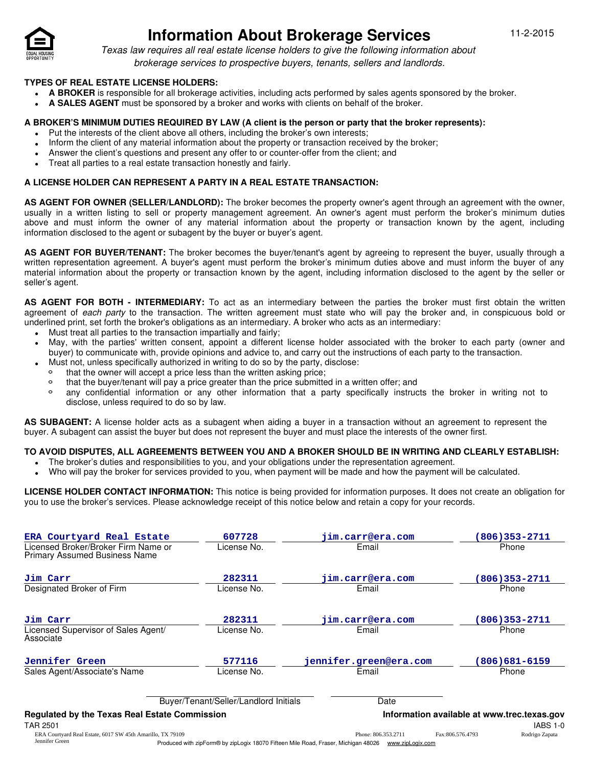# Information About Brokerage Services

11-2-2015

*Texas law requires all real estate license holders to give the following information about brokerage services to prospective buyers, tenants, sellers and landlords.*

**TYPES OF REAL ESTATE LICENSE HOLDERS:**

- **A BROKER** is responsible for all brokerage activities, including acts performed by sales agents sponsored by the broker.
- **A SALES AGENT** must be sponsored by a broker and works with clients on behalf of the broker.

**A BROKER'S MINIMUM DUTIES REQUIRED BY LAW (A client is the person or party that the broker represents):**

- Put the interests of the client above all others, including the broker's own interests;
- Inform the client of any material information about the property or transaction received by the broker;
- Answer the client's questions and present any offer to or counter-offer from the client; and
- Treat all parties to a real estate transaction honestly and fairly.

**A LICENSE HOLDER CAN REPRESENT A PARTY IN A REAL ESTATE TRANSACTION:**

**AS AGENT FOR OWNER (SELLER/LANDLORD):** The broker becomes the property owner's agent through an agreement with the owner, usually in a written listing to sell or property management agreement. An owner's agent must perform the broker's minimum duties above and must inform the owner of any material information about the property or transaction known by the agent, including information disclosed to the agent or subagent by the buyer or buyer's agent.

**AS AGENT FOR BUYER/TENANT:** The broker becomes the buyer/tenant's agent by agreeing to represent the buyer, usually through a written representation agreement. A buyer's agent must perform the broker's minimum duties above and must inform the buyer of any material information about the property or transaction known by the agent, including information disclosed to the agent by the seller or seller's agent.

**AS AGENT FOR BOTH - INTERMEDIARY:** To act as an intermediary between the parties the broker must first obtain the written agreement of *each party* to the transaction. The written agreement must state who will pay the broker and, in conspicuous bold or underlined print, set forth the broker's obligations as an intermediary. A broker who acts as an intermediary:

- Must treat all parties to the transaction impartially and fairly;
- May, with the parties' written consent, appoint a different license holder associated with the broker to each party (owner and buyer) to communicate with, provide opinions and advice to, and carry out the instructions of each party to the transaction.
- Must not, unless specifically authorized in writing to do so by the party, disclose:
  - that the owner will accept a price less than the written asking price;
  - that the buyer/tenant will pay a price greater than the price submitted in a written offer; and
  - any confidential information or any other information that a party specifically instructs the broker in writing not to disclose, unless required to do so by law.

**AS SUBAGENT:** A license holder acts as a subagent when aiding a buyer in a transaction without an agreement to represent the buyer. A subagent can assist the buyer but does not represent the buyer and must place the interests of the owner first.

**TO AVOID DISPUTES, ALL AGREEMENTS BETWEEN YOU AND A BROKER SHOULD BE IN WRITING AND CLEARLY ESTABLISH:**

- The broker's duties and responsibilities to you, and your obligations under the representation agreement.
- Who will pay the broker for services provided to you, when payment will be made and how the payment will be calculated.

**LICENSE HOLDER CONTACT INFORMATION:** This notice is being provided for information purposes. It does not create an obligation for you to use the broker's services. Please acknowledge receipt of this notice below and retain a copy for your records.

| Name | License No. | Email | Phone |
|---|---|---|---|
| ERA Courtyard Real Estate<br>Licensed Broker/Broker Firm Name or Primary Assumed Business Name | 607728 | jim.carr@era.com | (806)353-2711 |
| Jim Carr<br>Designated Broker of Firm | 282311 | jim.carr@era.com | (806)353-2711 |
| Jim Carr<br>Licensed Supervisor of Sales Agent/ Associate | 282311 | jim.carr@era.com | (806)353-2711 |
| Jennifer Green<br>Sales Agent/Associate's Name | 577116 | jennifer.green@era.com | (806)681-6159 |

Buyer/Tenant/Seller/Landlord Initials ____________ Date ____________

**Regulated by the Texas Real Estate Commission** — **Information available at www.trec.texas.gov**

TAR 2501 — IABS 1-0

ERA Courtyard Real Estate, 6017 SW 45th Amarillo, TX 79109 Phone: 806.353.2711 Fax:806.576.4793 Rodrigo Zapata
Jennifer Green
Produced with zipForm® by zipLogix 18070 Fifteen Mile Road, Fraser, Michigan 48026 www.zipLogix.com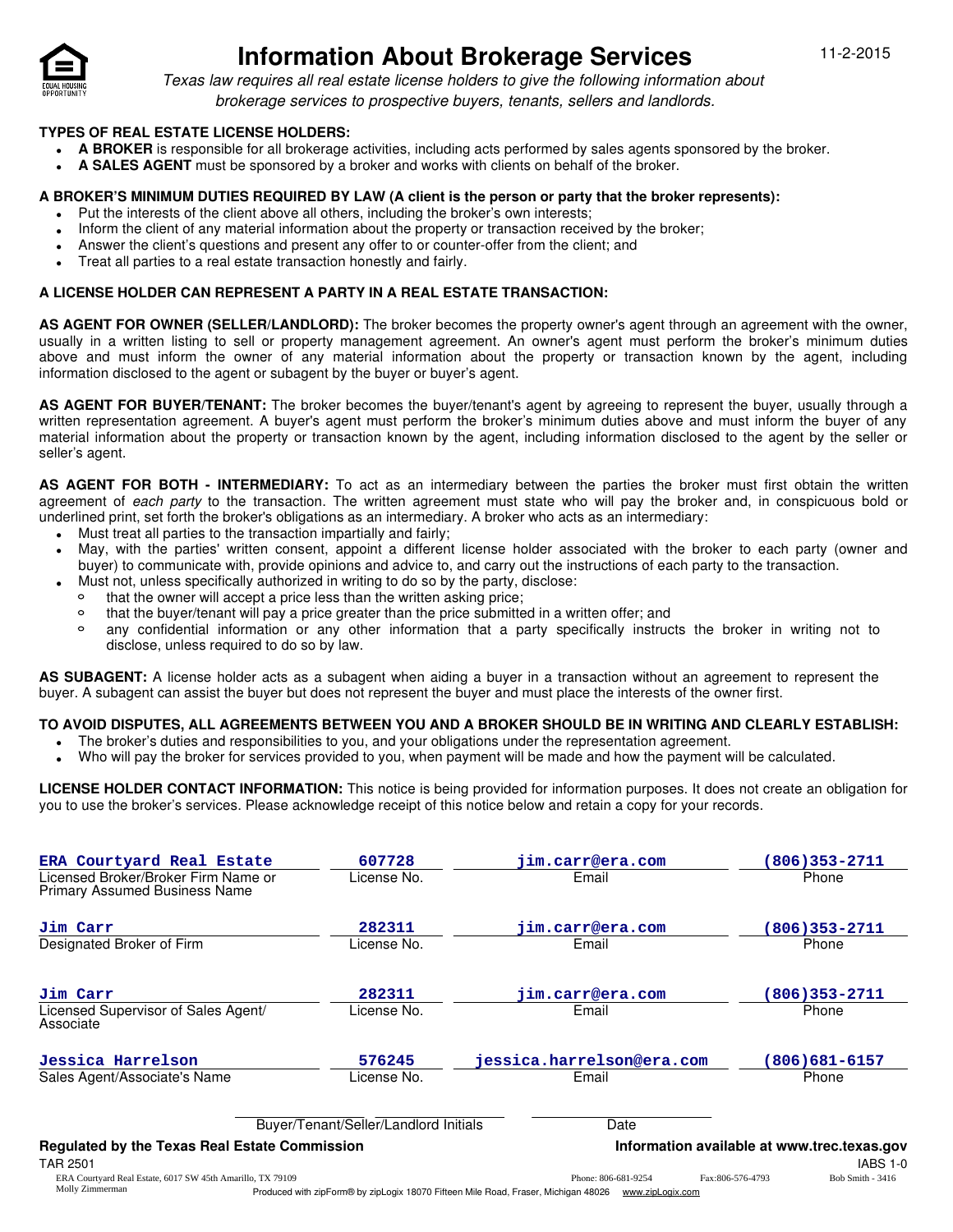# Information About Brokerage Services

11-2-2015

EQUAL HOUSING OPPORTUNITY

*Texas law requires all real estate license holders to give the following information about brokerage services to prospective buyers, tenants, sellers and landlords.*

**TYPES OF REAL ESTATE LICENSE HOLDERS:**

- **A BROKER** is responsible for all brokerage activities, including acts performed by sales agents sponsored by the broker.
- **A SALES AGENT** must be sponsored by a broker and works with clients on behalf of the broker.

**A BROKER'S MINIMUM DUTIES REQUIRED BY LAW (A client is the person or party that the broker represents):**

- Put the interests of the client above all others, including the broker's own interests;
- Inform the client of any material information about the property or transaction received by the broker;
- Answer the client's questions and present any offer to or counter-offer from the client; and
- Treat all parties to a real estate transaction honestly and fairly.

**A LICENSE HOLDER CAN REPRESENT A PARTY IN A REAL ESTATE TRANSACTION:**

**AS AGENT FOR OWNER (SELLER/LANDLORD):** The broker becomes the property owner's agent through an agreement with the owner, usually in a written listing to sell or property management agreement. An owner's agent must perform the broker's minimum duties above and must inform the owner of any material information about the property or transaction known by the agent, including information disclosed to the agent or subagent by the buyer or buyer's agent.

**AS AGENT FOR BUYER/TENANT:** The broker becomes the buyer/tenant's agent by agreeing to represent the buyer, usually through a written representation agreement. A buyer's agent must perform the broker's minimum duties above and must inform the buyer of any material information about the property or transaction known by the agent, including information disclosed to the agent by the seller or seller's agent.

**AS AGENT FOR BOTH - INTERMEDIARY:** To act as an intermediary between the parties the broker must first obtain the written agreement of *each party* to the transaction. The written agreement must state who will pay the broker and, in conspicuous bold or underlined print, set forth the broker's obligations as an intermediary. A broker who acts as an intermediary:

- Must treat all parties to the transaction impartially and fairly;
- May, with the parties' written consent, appoint a different license holder associated with the broker to each party (owner and buyer) to communicate with, provide opinions and advice to, and carry out the instructions of each party to the transaction.
- Must not, unless specifically authorized in writing to do so by the party, disclose:
  - that the owner will accept a price less than the written asking price;
  - that the buyer/tenant will pay a price greater than the price submitted in a written offer; and
  - any confidential information or any other information that a party specifically instructs the broker in writing not to disclose, unless required to do so by law.

**AS SUBAGENT:** A license holder acts as a subagent when aiding a buyer in a transaction without an agreement to represent the buyer. A subagent can assist the buyer but does not represent the buyer and must place the interests of the owner first.

**TO AVOID DISPUTES, ALL AGREEMENTS BETWEEN YOU AND A BROKER SHOULD BE IN WRITING AND CLEARLY ESTABLISH:**

- The broker's duties and responsibilities to you, and your obligations under the representation agreement.
- Who will pay the broker for services provided to you, when payment will be made and how the payment will be calculated.

**LICENSE HOLDER CONTACT INFORMATION:** This notice is being provided for information purposes. It does not create an obligation for you to use the broker's services. Please acknowledge receipt of this notice below and retain a copy for your records.

| | | | |
|---|---|---|---|
| ERA Courtyard Real Estate | 607728 | jim.carr@era.com | (806)353-2711 |
| Licensed Broker/Broker Firm Name or Primary Assumed Business Name | License No. | Email | Phone |
| Jim Carr | 282311 | jim.carr@era.com | (806)353-2711 |
| Designated Broker of Firm | License No. | Email | Phone |
| Jim Carr | 282311 | jim.carr@era.com | (806)353-2711 |
| Licensed Supervisor of Sales Agent/ Associate | License No. | Email | Phone |
| Jessica Harrelson | 576245 | jessica.harrelson@era.com | (806)681-6157 |
| Sales Agent/Associate's Name | License No. | Email | Phone |

Buyer/Tenant/Seller/Landlord Initials ____________ Date ____________

**Regulated by the Texas Real Estate Commission** **Information available at www.trec.texas.gov**

TAR 2501 IABS 1-0

ERA Courtyard Real Estate, 6017 SW 45th Amarillo, TX 79109 Phone: 806-681-9254 Fax:806-576-4793 Bob Smith - 3416

Molly Zimmerman Produced with zipForm® by zipLogix 18070 Fifteen Mile Road, Fraser, Michigan 48026 www.zipLogix.com